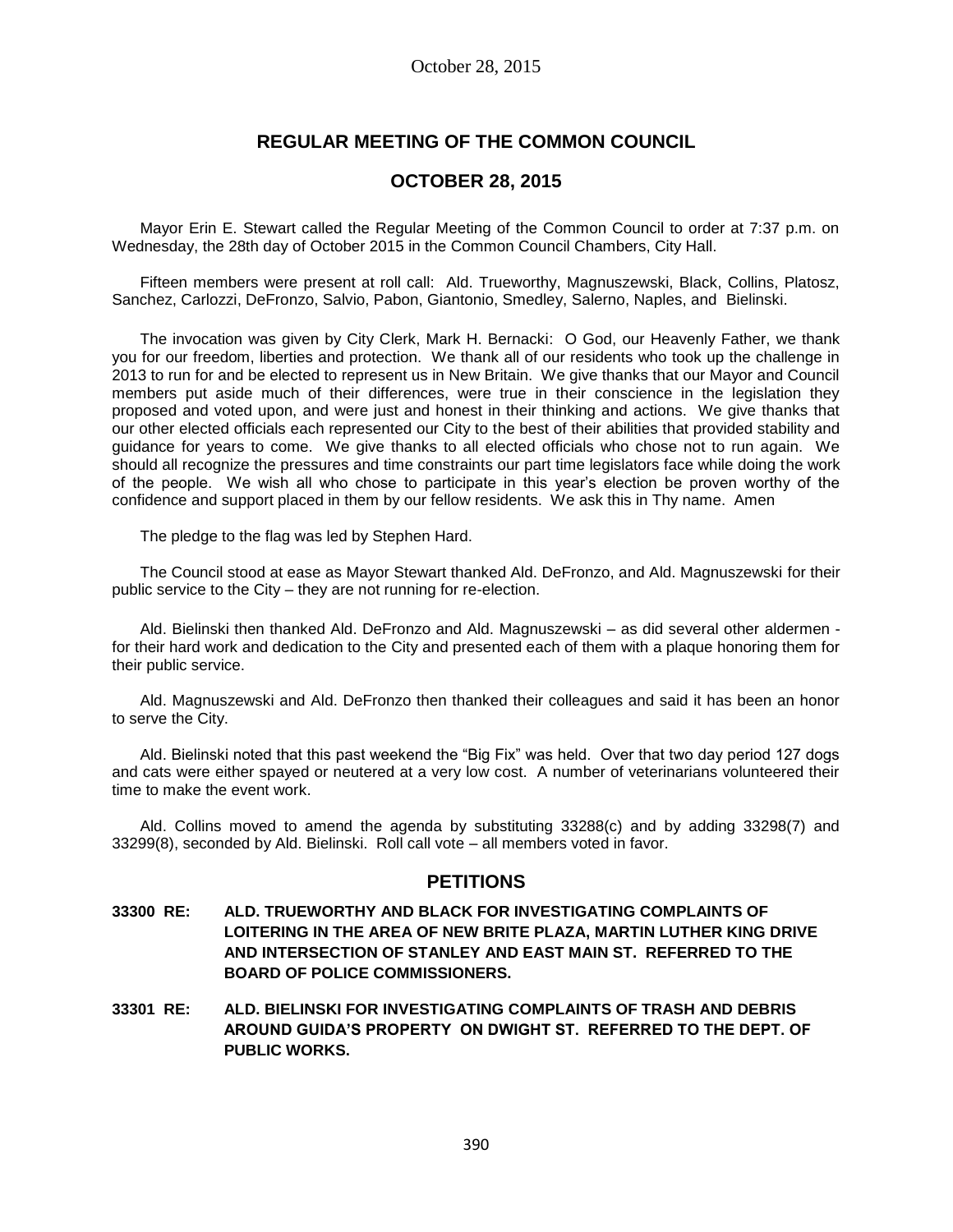## REGULAR MEETING OF THE COMMON COUNCIL

## OCTOBER 28, 2015

Mayor Erin E. Stewart called the Regular Meeting of the Common Council to order at 7:37 p.m. on Wednesday, the 28th day of October 2015 in the Common Council Chambers, City Hall.

Fifteen members were present at roll call: Ald. Trueworthy, Magnuszewski, Black, Collins, Platosz, Sanchez, Carlozzi, DeFronzo, Salvio, Pabon, Giantonio, Smedley, Salerno, Naples, and Bielinski.

The invocation was given by City Clerk, Mark H. Bernacki: O God, our Heavenly Father, we thank you for our freedom, liberties and protection. We thank all of our residents who took up the challenge in 2013 to run for and be elected to represent us in New Britain. We give thanks that our Mayor and Council members put aside much of their differences, were true in their conscience in the legislation they proposed and voted upon, and were just and honest in their thinking and actions. We give thanks that our other elected officials each represented our City to the best of their abilities that provided stability and guidance for years to come. We give thanks to all elected officials who chose not to run again. We should all recognize the pressures and time constraints our part time legislators face while doing the work of the people. We wish all who chose to participate in this year's election be proven worthy of the confidence and support placed in them by our fellow residents. We ask this in Thy name. Amen

The pledge to the flag was led by Stephen Hard.

The Council stood at ease as Mayor Stewart thanked Ald. DeFronzo, and Ald. Magnuszewski for their public service to the City – they are not running for re-election.

Ald. Bielinski then thanked Ald. DeFronzo and Ald. Magnuszewski – as did several other aldermen - for their hard work and dedication to the City and presented each of them with a plaque honoring them for their public service.

Ald. Magnuszewski and Ald. DeFronzo then thanked their colleagues and said it has been an honor to serve the City.

Ald. Bielinski noted that this past weekend the "Big Fix" was held. Over that two day period 127 dogs and cats were either spayed or neutered at a very low cost. A number of veterinarians volunteered their time to make the event work.

Ald. Collins moved to amend the agenda by substituting 33288(c) and by adding 33298(7) and 33299(8), seconded by Ald. Bielinski. Roll call vote – all members voted in favor.

## PETITIONS

**33300 RE: ALD. TRUEWORTHY AND BLACK FOR INVESTIGATING COMPLAINTS OF LOITERING IN THE AREA OF NEW BRITE PLAZA, MARTIN LUTHER KING DRIVE AND INTERSECTION OF STANLEY AND EAST MAIN ST. REFERRED TO THE BOARD OF POLICE COMMISSIONERS.**

**33301 RE: ALD. BIELINSKI FOR INVESTIGATING COMPLAINTS OF TRASH AND DEBRIS AROUND GUIDA'S PROPERTY ON DWIGHT ST. REFERRED TO THE DEPT. OF PUBLIC WORKS.**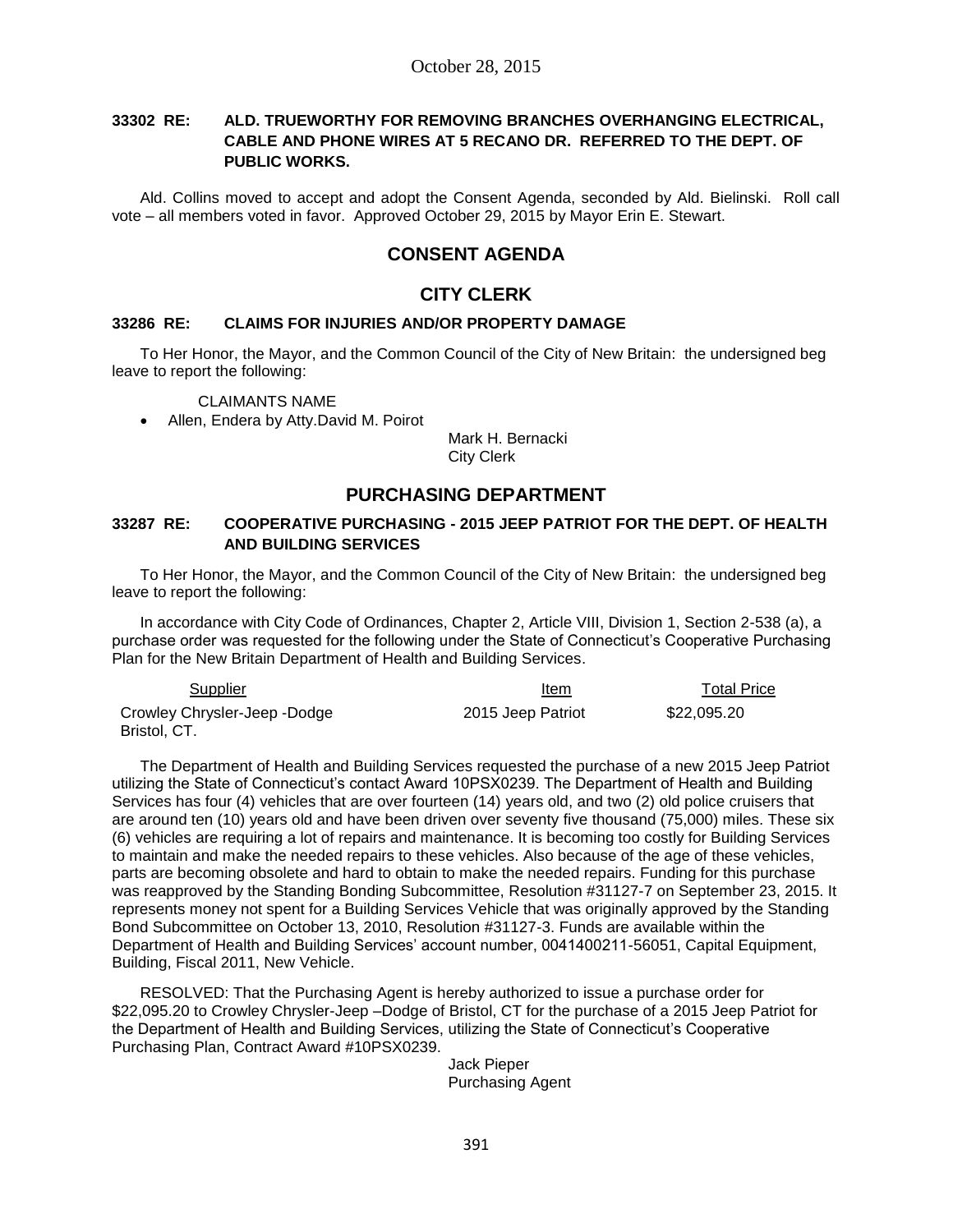**33302 RE: ALD. TRUEWORTHY FOR REMOVING BRANCHES OVERHANGING ELECTRICAL, CABLE AND PHONE WIRES AT 5 RECANO DR. REFERRED TO THE DEPT. OF PUBLIC WORKS.**

Ald. Collins moved to accept and adopt the Consent Agenda, seconded by Ald. Bielinski. Roll call vote – all members voted in favor. Approved October 29, 2015 by Mayor Erin E. Stewart.

## CONSENT AGENDA

## CITY CLERK

**33286 RE: CLAIMS FOR INJURIES AND/OR PROPERTY DAMAGE**

To Her Honor, the Mayor, and the Common Council of the City of New Britain: the undersigned beg leave to report the following:

CLAIMANTS NAME

- Allen, Endera by Atty.David M. Poirot

Mark H. Bernacki
City Clerk

## PURCHASING DEPARTMENT

**33287 RE: COOPERATIVE PURCHASING - 2015 JEEP PATRIOT FOR THE DEPT. OF HEALTH AND BUILDING SERVICES**

To Her Honor, the Mayor, and the Common Council of the City of New Britain: the undersigned beg leave to report the following:

In accordance with City Code of Ordinances, Chapter 2, Article VIII, Division 1, Section 2-538 (a), a purchase order was requested for the following under the State of Connecticut's Cooperative Purchasing Plan for the New Britain Department of Health and Building Services.

| Supplier | Item | Total Price |
|---|---|---|
| Crowley Chrysler-Jeep -Dodge Bristol, CT. | 2015 Jeep Patriot | $22,095.20 |

The Department of Health and Building Services requested the purchase of a new 2015 Jeep Patriot utilizing the State of Connecticut's contact Award 10PSX0239. The Department of Health and Building Services has four (4) vehicles that are over fourteen (14) years old, and two (2) old police cruisers that are around ten (10) years old and have been driven over seventy five thousand (75,000) miles. These six (6) vehicles are requiring a lot of repairs and maintenance. It is becoming too costly for Building Services to maintain and make the needed repairs to these vehicles. Also because of the age of these vehicles, parts are becoming obsolete and hard to obtain to make the needed repairs. Funding for this purchase was reapproved by the Standing Bonding Subcommittee, Resolution #31127-7 on September 23, 2015. It represents money not spent for a Building Services Vehicle that was originally approved by the Standing Bond Subcommittee on October 13, 2010, Resolution #31127-3. Funds are available within the Department of Health and Building Services' account number, 0041400211-56051, Capital Equipment, Building, Fiscal 2011, New Vehicle.

RESOLVED: That the Purchasing Agent is hereby authorized to issue a purchase order for $22,095.20 to Crowley Chrysler-Jeep –Dodge of Bristol, CT for the purchase of a 2015 Jeep Patriot for the Department of Health and Building Services, utilizing the State of Connecticut's Cooperative Purchasing Plan, Contract Award #10PSX0239.

Jack Pieper
Purchasing Agent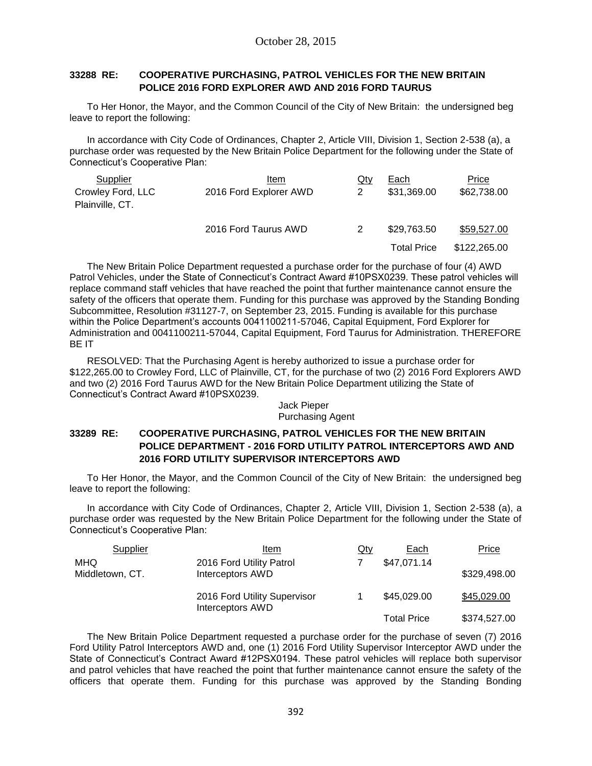October 28, 2015

**33288 RE: COOPERATIVE PURCHASING, PATROL VEHICLES FOR THE NEW BRITAIN POLICE 2016 FORD EXPLORER AWD AND 2016 FORD TAURUS**

To Her Honor, the Mayor, and the Common Council of the City of New Britain: the undersigned beg leave to report the following:

In accordance with City Code of Ordinances, Chapter 2, Article VIII, Division 1, Section 2-538 (a), a purchase order was requested by the New Britain Police Department for the following under the State of Connecticut's Cooperative Plan:

| Supplier | Item | Qty | Each | Price |
|---|---|---|---|---|
| Crowley Ford, LLC Plainville, CT. | 2016 Ford Explorer AWD | 2 | \$31,369.00 | \$62,738.00 |
| | 2016 Ford Taurus AWD | 2 | \$29,763.50 | \$59,527.00 |
| | | | Total Price | \$122,265.00 |

The New Britain Police Department requested a purchase order for the purchase of four (4) AWD Patrol Vehicles, under the State of Connecticut's Contract Award #10PSX0239. These patrol vehicles will replace command staff vehicles that have reached the point that further maintenance cannot ensure the safety of the officers that operate them. Funding for this purchase was approved by the Standing Bonding Subcommittee, Resolution #31127-7, on September 23, 2015. Funding is available for this purchase within the Police Department's accounts 0041100211-57046, Capital Equipment, Ford Explorer for Administration and 0041100211-57044, Capital Equipment, Ford Taurus for Administration. THEREFORE BE IT

RESOLVED: That the Purchasing Agent is hereby authorized to issue a purchase order for \$122,265.00 to Crowley Ford, LLC of Plainville, CT, for the purchase of two (2) 2016 Ford Explorers AWD and two (2) 2016 Ford Taurus AWD for the New Britain Police Department utilizing the State of Connecticut's Contract Award #10PSX0239.

Jack Pieper
Purchasing Agent

**33289 RE: COOPERATIVE PURCHASING, PATROL VEHICLES FOR THE NEW BRITAIN POLICE DEPARTMENT - 2016 FORD UTILITY PATROL INTERCEPTORS AWD AND 2016 FORD UTILITY SUPERVISOR INTERCEPTORS AWD**

To Her Honor, the Mayor, and the Common Council of the City of New Britain: the undersigned beg leave to report the following:

In accordance with City Code of Ordinances, Chapter 2, Article VIII, Division 1, Section 2-538 (a), a purchase order was requested by the New Britain Police Department for the following under the State of Connecticut's Cooperative Plan:

| Supplier | Item | Qty | Each | Price |
|---|---|---|---|---|
| MHQ Middletown, CT. | 2016 Ford Utility Patrol Interceptors AWD | 7 | \$47,071.14 | \$329,498.00 |
| | 2016 Ford Utility Supervisor Interceptors AWD | 1 | \$45,029.00 | \$45,029.00 |
| | | | Total Price | \$374,527.00 |

The New Britain Police Department requested a purchase order for the purchase of seven (7) 2016 Ford Utility Patrol Interceptors AWD and, one (1) 2016 Ford Utility Supervisor Interceptor AWD under the State of Connecticut's Contract Award #12PSX0194. These patrol vehicles will replace both supervisor and patrol vehicles that have reached the point that further maintenance cannot ensure the safety of the officers that operate them. Funding for this purchase was approved by the Standing Bonding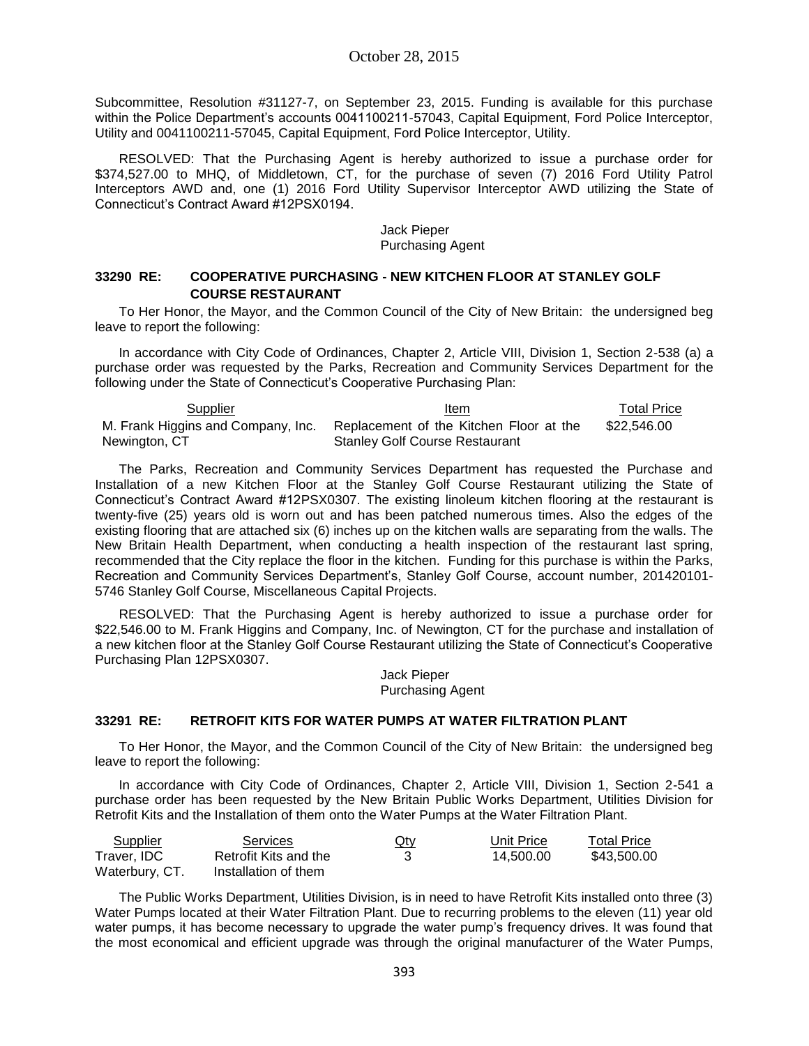Subcommittee, Resolution #31127-7, on September 23, 2015. Funding is available for this purchase within the Police Department's accounts 0041100211-57043, Capital Equipment, Ford Police Interceptor, Utility and 0041100211-57045, Capital Equipment, Ford Police Interceptor, Utility.

RESOLVED: That the Purchasing Agent is hereby authorized to issue a purchase order for $374,527.00 to MHQ, of Middletown, CT, for the purchase of seven (7) 2016 Ford Utility Patrol Interceptors AWD and, one (1) 2016 Ford Utility Supervisor Interceptor AWD utilizing the State of Connecticut's Contract Award #12PSX0194.

Jack Pieper
Purchasing Agent

### 33290 RE: COOPERATIVE PURCHASING - NEW KITCHEN FLOOR AT STANLEY GOLF COURSE RESTAURANT

To Her Honor, the Mayor, and the Common Council of the City of New Britain: the undersigned beg leave to report the following:

In accordance with City Code of Ordinances, Chapter 2, Article VIII, Division 1, Section 2-538 (a) a purchase order was requested by the Parks, Recreation and Community Services Department for the following under the State of Connecticut's Cooperative Purchasing Plan:

| Supplier | Item | Total Price |
|---|---|---|
| M. Frank Higgins and Company, Inc. Newington, CT | Replacement of the Kitchen Floor at the Stanley Golf Course Restaurant | $22,546.00 |

The Parks, Recreation and Community Services Department has requested the Purchase and Installation of a new Kitchen Floor at the Stanley Golf Course Restaurant utilizing the State of Connecticut's Contract Award #12PSX0307. The existing linoleum kitchen flooring at the restaurant is twenty-five (25) years old is worn out and has been patched numerous times. Also the edges of the existing flooring that are attached six (6) inches up on the kitchen walls are separating from the walls. The New Britain Health Department, when conducting a health inspection of the restaurant last spring, recommended that the City replace the floor in the kitchen. Funding for this purchase is within the Parks, Recreation and Community Services Department's, Stanley Golf Course, account number, 201420101-5746 Stanley Golf Course, Miscellaneous Capital Projects.

RESOLVED: That the Purchasing Agent is hereby authorized to issue a purchase order for $22,546.00 to M. Frank Higgins and Company, Inc. of Newington, CT for the purchase and installation of a new kitchen floor at the Stanley Golf Course Restaurant utilizing the State of Connecticut's Cooperative Purchasing Plan 12PSX0307.

Jack Pieper
Purchasing Agent

### 33291 RE: RETROFIT KITS FOR WATER PUMPS AT WATER FILTRATION PLANT

To Her Honor, the Mayor, and the Common Council of the City of New Britain: the undersigned beg leave to report the following:

In accordance with City Code of Ordinances, Chapter 2, Article VIII, Division 1, Section 2-541 a purchase order has been requested by the New Britain Public Works Department, Utilities Division for Retrofit Kits and the Installation of them onto the Water Pumps at the Water Filtration Plant.

| Supplier | Services | Qty | Unit Price | Total Price |
|---|---|---|---|---|
| Traver, IDC Waterbury, CT. | Retrofit Kits and the Installation of them | 3 | 14,500.00 | $43,500.00 |

The Public Works Department, Utilities Division, is in need to have Retrofit Kits installed onto three (3) Water Pumps located at their Water Filtration Plant. Due to recurring problems to the eleven (11) year old water pumps, it has become necessary to upgrade the water pump's frequency drives. It was found that the most economical and efficient upgrade was through the original manufacturer of the Water Pumps,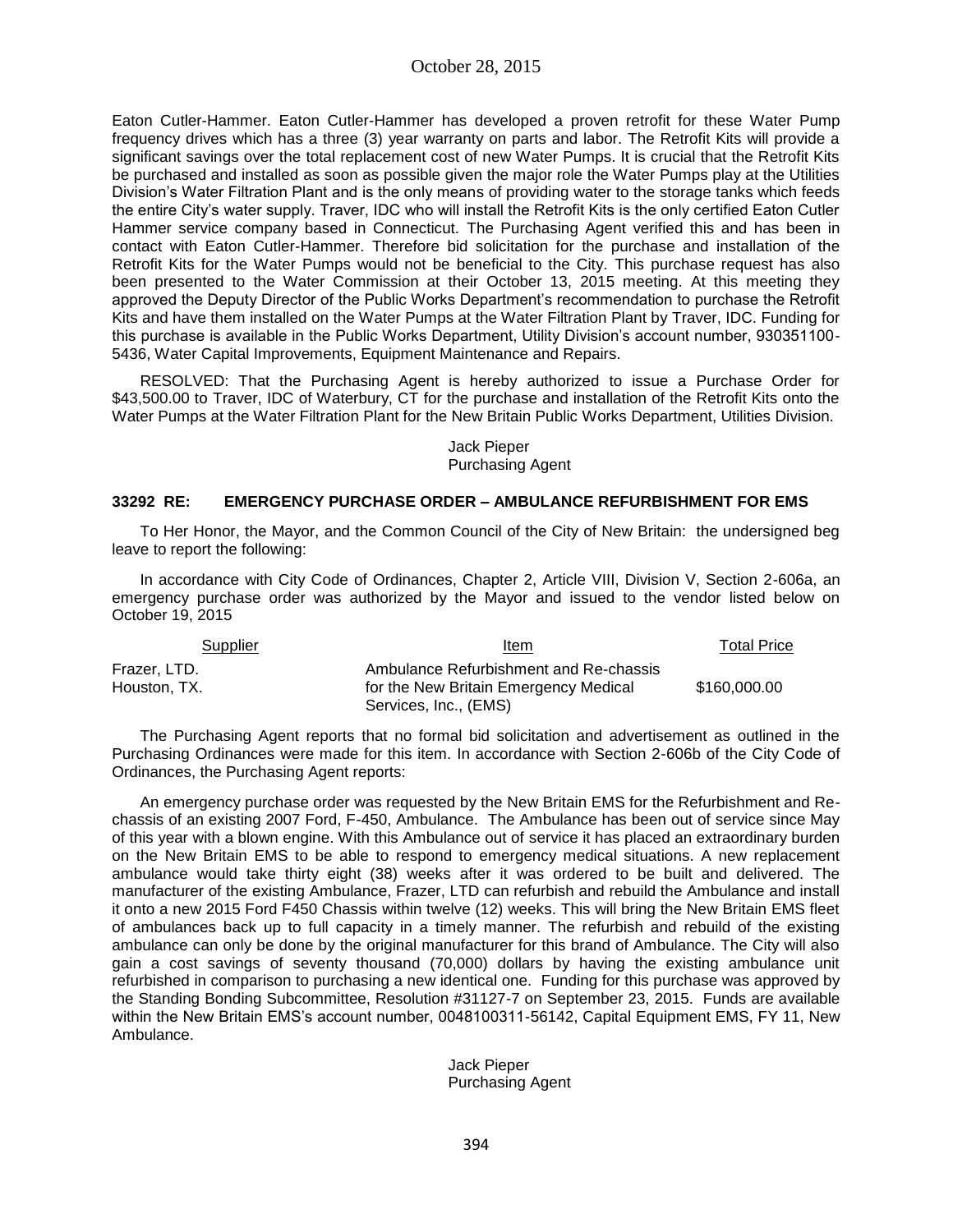Eaton Cutler-Hammer. Eaton Cutler-Hammer has developed a proven retrofit for these Water Pump frequency drives which has a three (3) year warranty on parts and labor. The Retrofit Kits will provide a significant savings over the total replacement cost of new Water Pumps. It is crucial that the Retrofit Kits be purchased and installed as soon as possible given the major role the Water Pumps play at the Utilities Division's Water Filtration Plant and is the only means of providing water to the storage tanks which feeds the entire City's water supply. Traver, IDC who will install the Retrofit Kits is the only certified Eaton Cutler Hammer service company based in Connecticut. The Purchasing Agent verified this and has been in contact with Eaton Cutler-Hammer. Therefore bid solicitation for the purchase and installation of the Retrofit Kits for the Water Pumps would not be beneficial to the City. This purchase request has also been presented to the Water Commission at their October 13, 2015 meeting. At this meeting they approved the Deputy Director of the Public Works Department's recommendation to purchase the Retrofit Kits and have them installed on the Water Pumps at the Water Filtration Plant by Traver, IDC. Funding for this purchase is available in the Public Works Department, Utility Division's account number, 930351100-5436, Water Capital Improvements, Equipment Maintenance and Repairs.

RESOLVED: That the Purchasing Agent is hereby authorized to issue a Purchase Order for $43,500.00 to Traver, IDC of Waterbury, CT for the purchase and installation of the Retrofit Kits onto the Water Pumps at the Water Filtration Plant for the New Britain Public Works Department, Utilities Division.

Jack Pieper
Purchasing Agent

### 33292 RE: EMERGENCY PURCHASE ORDER – AMBULANCE REFURBISHMENT FOR EMS

To Her Honor, the Mayor, and the Common Council of the City of New Britain: the undersigned beg leave to report the following:

In accordance with City Code of Ordinances, Chapter 2, Article VIII, Division V, Section 2-606a, an emergency purchase order was authorized by the Mayor and issued to the vendor listed below on October 19, 2015

| Supplier | Item | Total Price |
|---|---|---|
| Frazer, LTD. Houston, TX. | Ambulance Refurbishment and Re-chassis for the New Britain Emergency Medical Services, Inc., (EMS) | $160,000.00 |

The Purchasing Agent reports that no formal bid solicitation and advertisement as outlined in the Purchasing Ordinances were made for this item. In accordance with Section 2-606b of the City Code of Ordinances, the Purchasing Agent reports:

An emergency purchase order was requested by the New Britain EMS for the Refurbishment and Re-chassis of an existing 2007 Ford, F-450, Ambulance. The Ambulance has been out of service since May of this year with a blown engine. With this Ambulance out of service it has placed an extraordinary burden on the New Britain EMS to be able to respond to emergency medical situations. A new replacement ambulance would take thirty eight (38) weeks after it was ordered to be built and delivered. The manufacturer of the existing Ambulance, Frazer, LTD can refurbish and rebuild the Ambulance and install it onto a new 2015 Ford F450 Chassis within twelve (12) weeks. This will bring the New Britain EMS fleet of ambulances back up to full capacity in a timely manner. The refurbish and rebuild of the existing ambulance can only be done by the original manufacturer for this brand of Ambulance. The City will also gain a cost savings of seventy thousand (70,000) dollars by having the existing ambulance unit refurbished in comparison to purchasing a new identical one. Funding for this purchase was approved by the Standing Bonding Subcommittee, Resolution #31127-7 on September 23, 2015. Funds are available within the New Britain EMS's account number, 0048100311-56142, Capital Equipment EMS, FY 11, New Ambulance.

Jack Pieper
Purchasing Agent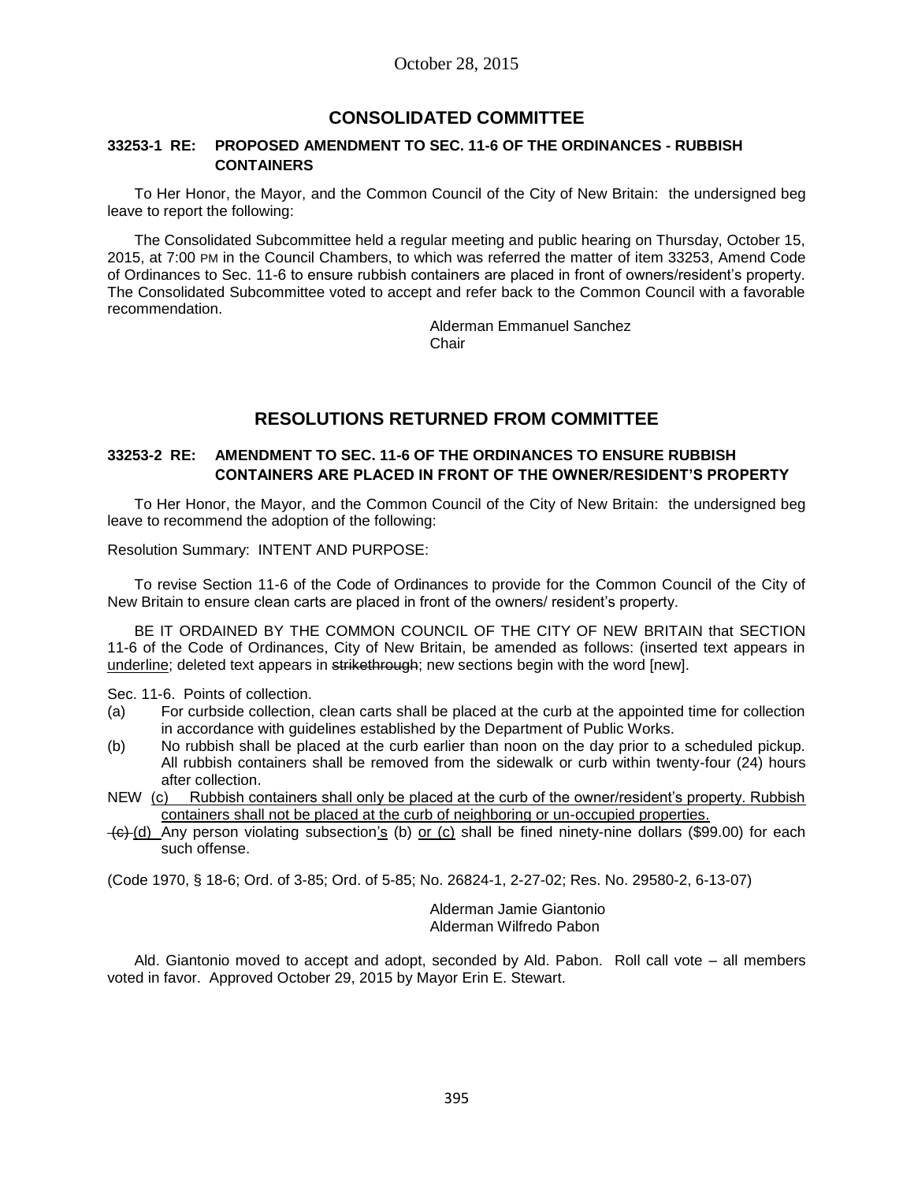October 28, 2015

# CONSOLIDATED COMMITTEE

### 33253-1 RE: PROPOSED AMENDMENT TO SEC. 11-6 OF THE ORDINANCES - RUBBISH CONTAINERS

To Her Honor, the Mayor, and the Common Council of the City of New Britain: the undersigned beg leave to report the following:

The Consolidated Subcommittee held a regular meeting and public hearing on Thursday, October 15, 2015, at 7:00 PM in the Council Chambers, to which was referred the matter of item 33253, Amend Code of Ordinances to Sec. 11-6 to ensure rubbish containers are placed in front of owners/resident's property. The Consolidated Subcommittee voted to accept and refer back to the Common Council with a favorable recommendation.

Alderman Emmanuel Sanchez
Chair

# RESOLUTIONS RETURNED FROM COMMITTEE

### 33253-2 RE: AMENDMENT TO SEC. 11-6 OF THE ORDINANCES TO ENSURE RUBBISH CONTAINERS ARE PLACED IN FRONT OF THE OWNER/RESIDENT'S PROPERTY

To Her Honor, the Mayor, and the Common Council of the City of New Britain: the undersigned beg leave to recommend the adoption of the following:

Resolution Summary: INTENT AND PURPOSE:

To revise Section 11-6 of the Code of Ordinances to provide for the Common Council of the City of New Britain to ensure clean carts are placed in front of the owners/ resident's property.

BE IT ORDAINED BY THE COMMON COUNCIL OF THE CITY OF NEW BRITAIN that SECTION 11-6 of the Code of Ordinances, City of New Britain, be amended as follows: (inserted text appears in <u>underline</u>; deleted text appears in ~~strikethrough~~; new sections begin with the word [new].

Sec. 11-6. Points of collection.

(a) For curbside collection, clean carts shall be placed at the curb at the appointed time for collection in accordance with guidelines established by the Department of Public Works.

(b) No rubbish shall be placed at the curb earlier than noon on the day prior to a scheduled pickup. All rubbish containers shall be removed from the sidewalk or curb within twenty-four (24) hours after collection.

NEW <u>(c) Rubbish containers shall only be placed at the curb of the owner/resident's property. Rubbish containers shall not be placed at the curb of neighboring or un-occupied properties.</u>

~~(c)~~ <u>(d)</u> Any person violating subsection<u>'s</u> (b) <u>or (c)</u> shall be fined ninety-nine dollars ($99.00) for each such offense.

(Code 1970, § 18-6; Ord. of 3-85; Ord. of 5-85; No. 26824-1, 2-27-02; Res. No. 29580-2, 6-13-07)

Alderman Jamie Giantonio
Alderman Wilfredo Pabon

Ald. Giantonio moved to accept and adopt, seconded by Ald. Pabon. Roll call vote – all members voted in favor. Approved October 29, 2015 by Mayor Erin E. Stewart.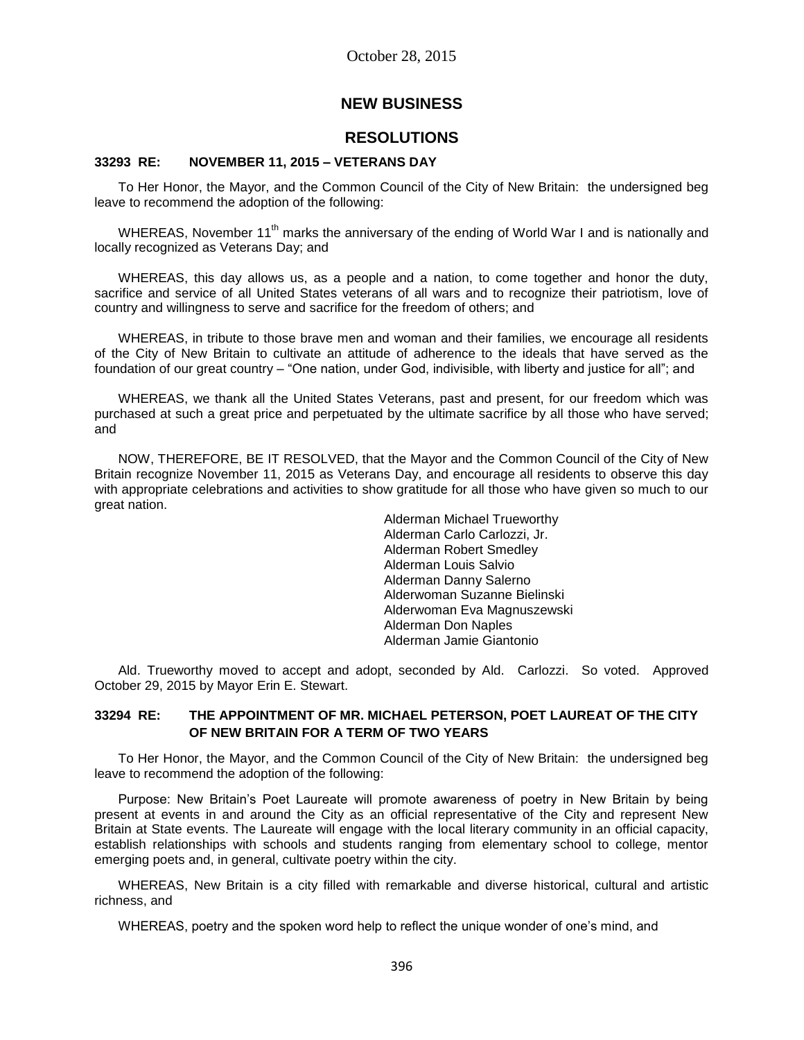## NEW BUSINESS

## RESOLUTIONS

**33293 RE: NOVEMBER 11, 2015 – VETERANS DAY**

To Her Honor, the Mayor, and the Common Council of the City of New Britain: the undersigned beg leave to recommend the adoption of the following:

WHEREAS, November 11th marks the anniversary of the ending of World War I and is nationally and locally recognized as Veterans Day; and

WHEREAS, this day allows us, as a people and a nation, to come together and honor the duty, sacrifice and service of all United States veterans of all wars and to recognize their patriotism, love of country and willingness to serve and sacrifice for the freedom of others; and

WHEREAS, in tribute to those brave men and woman and their families, we encourage all residents of the City of New Britain to cultivate an attitude of adherence to the ideals that have served as the foundation of our great country – "One nation, under God, indivisible, with liberty and justice for all"; and

WHEREAS, we thank all the United States Veterans, past and present, for our freedom which was purchased at such a great price and perpetuated by the ultimate sacrifice by all those who have served; and

NOW, THEREFORE, BE IT RESOLVED, that the Mayor and the Common Council of the City of New Britain recognize November 11, 2015 as Veterans Day, and encourage all residents to observe this day with appropriate celebrations and activities to show gratitude for all those who have given so much to our great nation.

Alderman Michael Trueworthy
Alderman Carlo Carlozzi, Jr.
Alderman Robert Smedley
Alderman Louis Salvio
Alderman Danny Salerno
Alderwoman Suzanne Bielinski
Alderwoman Eva Magnuszewski
Alderman Don Naples
Alderman Jamie Giantonio

Ald. Trueworthy moved to accept and adopt, seconded by Ald. Carlozzi. So voted. Approved October 29, 2015 by Mayor Erin E. Stewart.

**33294 RE: THE APPOINTMENT OF MR. MICHAEL PETERSON, POET LAUREAT OF THE CITY OF NEW BRITAIN FOR A TERM OF TWO YEARS**

To Her Honor, the Mayor, and the Common Council of the City of New Britain: the undersigned beg leave to recommend the adoption of the following:

Purpose: New Britain's Poet Laureate will promote awareness of poetry in New Britain by being present at events in and around the City as an official representative of the City and represent New Britain at State events. The Laureate will engage with the local literary community in an official capacity, establish relationships with schools and students ranging from elementary school to college, mentor emerging poets and, in general, cultivate poetry within the city.

WHEREAS, New Britain is a city filled with remarkable and diverse historical, cultural and artistic richness, and

WHEREAS, poetry and the spoken word help to reflect the unique wonder of one's mind, and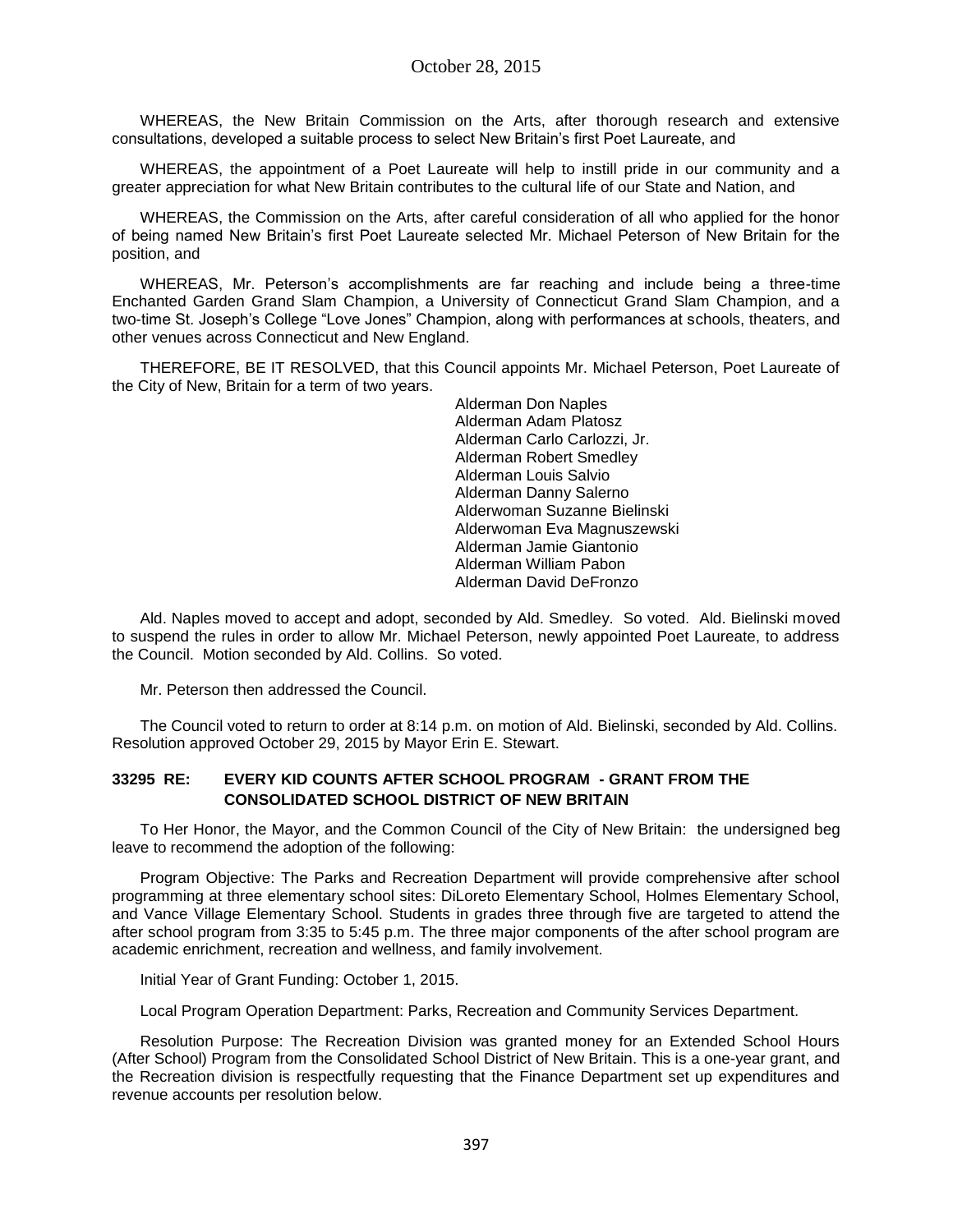WHEREAS, the New Britain Commission on the Arts, after thorough research and extensive consultations, developed a suitable process to select New Britain's first Poet Laureate, and

WHEREAS, the appointment of a Poet Laureate will help to instill pride in our community and a greater appreciation for what New Britain contributes to the cultural life of our State and Nation, and

WHEREAS, the Commission on the Arts, after careful consideration of all who applied for the honor of being named New Britain's first Poet Laureate selected Mr. Michael Peterson of New Britain for the position, and

WHEREAS, Mr. Peterson's accomplishments are far reaching and include being a three-time Enchanted Garden Grand Slam Champion, a University of Connecticut Grand Slam Champion, and a two-time St. Joseph's College "Love Jones" Champion, along with performances at schools, theaters, and other venues across Connecticut and New England.

THEREFORE, BE IT RESOLVED, that this Council appoints Mr. Michael Peterson, Poet Laureate of the City of New, Britain for a term of two years.

Alderman Don Naples
Alderman Adam Platosz
Alderman Carlo Carlozzi, Jr.
Alderman Robert Smedley
Alderman Louis Salvio
Alderman Danny Salerno
Alderwoman Suzanne Bielinski
Alderwoman Eva Magnuszewski
Alderman Jamie Giantonio
Alderman William Pabon
Alderman David DeFronzo

Ald. Naples moved to accept and adopt, seconded by Ald. Smedley. So voted. Ald. Bielinski moved to suspend the rules in order to allow Mr. Michael Peterson, newly appointed Poet Laureate, to address the Council. Motion seconded by Ald. Collins. So voted.

Mr. Peterson then addressed the Council.

The Council voted to return to order at 8:14 p.m. on motion of Ald. Bielinski, seconded by Ald. Collins. Resolution approved October 29, 2015 by Mayor Erin E. Stewart.

**33295 RE: EVERY KID COUNTS AFTER SCHOOL PROGRAM - GRANT FROM THE CONSOLIDATED SCHOOL DISTRICT OF NEW BRITAIN**

To Her Honor, the Mayor, and the Common Council of the City of New Britain: the undersigned beg leave to recommend the adoption of the following:

Program Objective: The Parks and Recreation Department will provide comprehensive after school programming at three elementary school sites: DiLoreto Elementary School, Holmes Elementary School, and Vance Village Elementary School. Students in grades three through five are targeted to attend the after school program from 3:35 to 5:45 p.m. The three major components of the after school program are academic enrichment, recreation and wellness, and family involvement.

Initial Year of Grant Funding: October 1, 2015.

Local Program Operation Department: Parks, Recreation and Community Services Department.

Resolution Purpose: The Recreation Division was granted money for an Extended School Hours (After School) Program from the Consolidated School District of New Britain. This is a one-year grant, and the Recreation division is respectfully requesting that the Finance Department set up expenditures and revenue accounts per resolution below.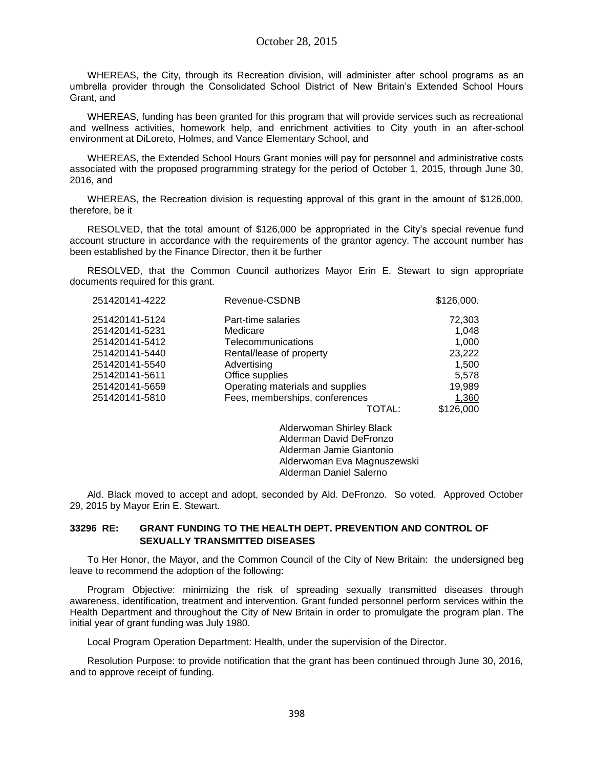WHEREAS, the City, through its Recreation division, will administer after school programs as an umbrella provider through the Consolidated School District of New Britain's Extended School Hours Grant, and

WHEREAS, funding has been granted for this program that will provide services such as recreational and wellness activities, homework help, and enrichment activities to City youth in an after-school environment at DiLoreto, Holmes, and Vance Elementary School, and

WHEREAS, the Extended School Hours Grant monies will pay for personnel and administrative costs associated with the proposed programming strategy for the period of October 1, 2015, through June 30, 2016, and

WHEREAS, the Recreation division is requesting approval of this grant in the amount of $126,000, therefore, be it

RESOLVED, that the total amount of $126,000 be appropriated in the City's special revenue fund account structure in accordance with the requirements of the grantor agency. The account number has been established by the Finance Director, then it be further

RESOLVED, that the Common Council authorizes Mayor Erin E. Stewart to sign appropriate documents required for this grant.

| | | |
|---|---|---|
| 251420141-4222 | Revenue-CSDNB | $126,000. |
| 251420141-5124 | Part-time salaries | 72,303 |
| 251420141-5231 | Medicare | 1,048 |
| 251420141-5412 | Telecommunications | 1,000 |
| 251420141-5440 | Rental/lease of property | 23,222 |
| 251420141-5540 | Advertising | 1,500 |
| 251420141-5611 | Office supplies | 5,578 |
| 251420141-5659 | Operating materials and supplies | 19,989 |
| 251420141-5810 | Fees, memberships, conferences | 1,360 |
| | TOTAL: | $126,000 |

Alderwoman Shirley Black
Alderman David DeFronzo
Alderman Jamie Giantonio
Alderwoman Eva Magnuszewski
Alderman Daniel Salerno

Ald. Black moved to accept and adopt, seconded by Ald. DeFronzo. So voted. Approved October 29, 2015 by Mayor Erin E. Stewart.

### 33296 RE: GRANT FUNDING TO THE HEALTH DEPT. PREVENTION AND CONTROL OF SEXUALLY TRANSMITTED DISEASES

To Her Honor, the Mayor, and the Common Council of the City of New Britain: the undersigned beg leave to recommend the adoption of the following:

Program Objective: minimizing the risk of spreading sexually transmitted diseases through awareness, identification, treatment and intervention. Grant funded personnel perform services within the Health Department and throughout the City of New Britain in order to promulgate the program plan. The initial year of grant funding was July 1980.

Local Program Operation Department: Health, under the supervision of the Director.

Resolution Purpose: to provide notification that the grant has been continued through June 30, 2016, and to approve receipt of funding.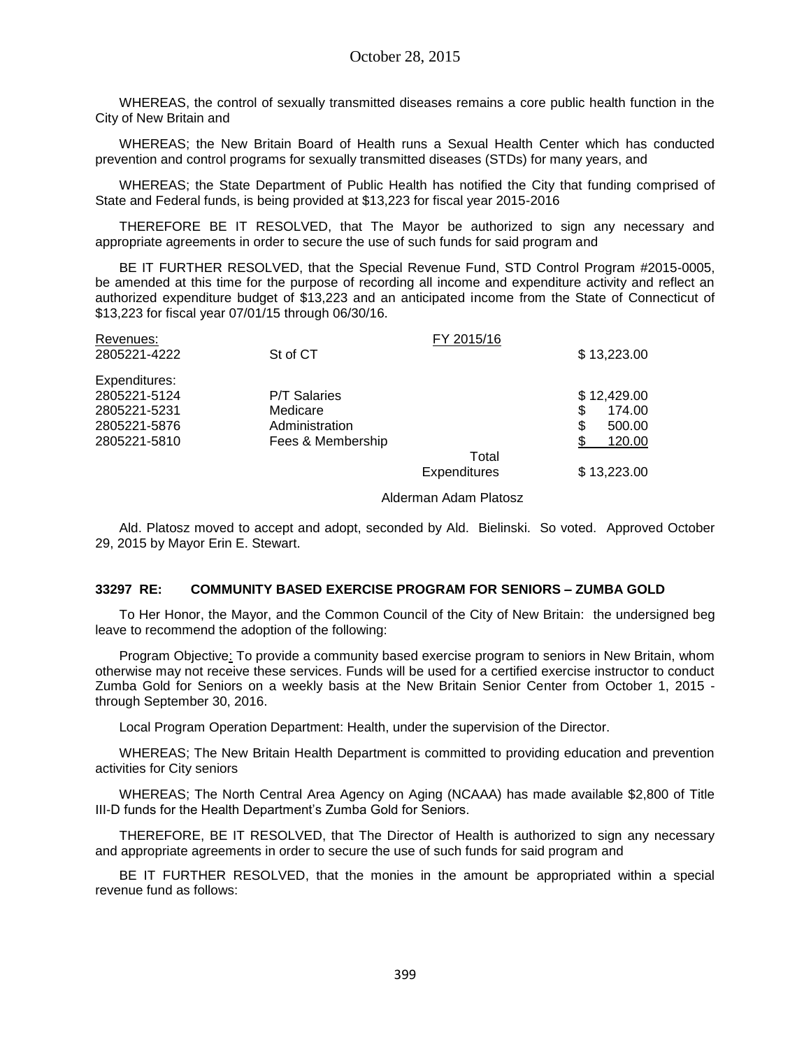WHEREAS, the control of sexually transmitted diseases remains a core public health function in the City of New Britain and

WHEREAS; the New Britain Board of Health runs a Sexual Health Center which has conducted prevention and control programs for sexually transmitted diseases (STDs) for many years, and

WHEREAS; the State Department of Public Health has notified the City that funding comprised of State and Federal funds, is being provided at $13,223 for fiscal year 2015-2016

THEREFORE BE IT RESOLVED, that The Mayor be authorized to sign any necessary and appropriate agreements in order to secure the use of such funds for said program and

BE IT FURTHER RESOLVED, that the Special Revenue Fund, STD Control Program #2015-0005, be amended at this time for the purpose of recording all income and expenditure activity and reflect an authorized expenditure budget of $13,223 and an anticipated income from the State of Connecticut of $13,223 for fiscal year 07/01/15 through 06/30/16.

| Revenues: | | FY 2015/16 | |
|---|---|---|---|
| 2805221-4222 | St of CT | | $ 13,223.00 |
| Expenditures: | | | |
| 2805221-5124 | P/T Salaries | | $ 12,429.00 |
| 2805221-5231 | Medicare | | $ 174.00 |
| 2805221-5876 | Administration | | $ 500.00 |
| 2805221-5810 | Fees & Membership | | $ 120.00 |
| | | Total Expenditures | $ 13,223.00 |

Alderman Adam Platosz

Ald. Platosz moved to accept and adopt, seconded by Ald. Bielinski. So voted. Approved October 29, 2015 by Mayor Erin E. Stewart.

### 33297 RE: COMMUNITY BASED EXERCISE PROGRAM FOR SENIORS – ZUMBA GOLD

To Her Honor, the Mayor, and the Common Council of the City of New Britain: the undersigned beg leave to recommend the adoption of the following:

Program Objective: To provide a community based exercise program to seniors in New Britain, whom otherwise may not receive these services. Funds will be used for a certified exercise instructor to conduct Zumba Gold for Seniors on a weekly basis at the New Britain Senior Center from October 1, 2015 - through September 30, 2016.

Local Program Operation Department: Health, under the supervision of the Director.

WHEREAS; The New Britain Health Department is committed to providing education and prevention activities for City seniors

WHEREAS; The North Central Area Agency on Aging (NCAAA) has made available $2,800 of Title III-D funds for the Health Department's Zumba Gold for Seniors.

THEREFORE, BE IT RESOLVED, that The Director of Health is authorized to sign any necessary and appropriate agreements in order to secure the use of such funds for said program and

BE IT FURTHER RESOLVED, that the monies in the amount be appropriated within a special revenue fund as follows: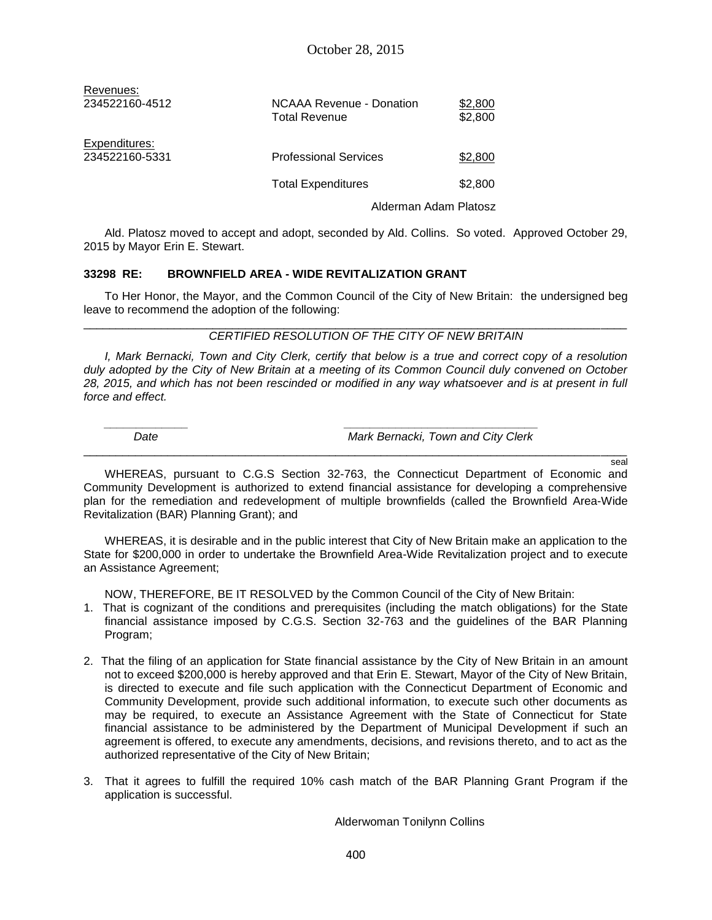Revenues:

| | | |
|---|---|---|
| 234522160-4512 | NCAAA Revenue - Donation | $2,800 |
| | Total Revenue | $2,800 |

Expenditures:

| | | |
|---|---|---|
| 234522160-5331 | Professional Services | $2,800 |
| | Total Expenditures | $2,800 |

Alderman Adam Platosz

Ald. Platosz moved to accept and adopt, seconded by Ald. Collins. So voted. Approved October 29, 2015 by Mayor Erin E. Stewart.

**33298 RE: BROWNFIELD AREA - WIDE REVITALIZATION GRANT**

To Her Honor, the Mayor, and the Common Council of the City of New Britain: the undersigned beg leave to recommend the adoption of the following:

---

*CERTIFIED RESOLUTION OF THE CITY OF NEW BRITAIN*

*I, Mark Bernacki, Town and City Clerk, certify that below is a true and correct copy of a resolution duly adopted by the City of New Britain at a meeting of its Common Council duly convened on October 28, 2015, and which has not been rescinded or modified in any way whatsoever and is at present in full force and effect.*

*____________ Date* *______________________________ Mark Bernacki, Town and City Clerk*

---

seal

WHEREAS, pursuant to C.G.S Section 32-763, the Connecticut Department of Economic and Community Development is authorized to extend financial assistance for developing a comprehensive plan for the remediation and redevelopment of multiple brownfields (called the Brownfield Area-Wide Revitalization (BAR) Planning Grant); and

WHEREAS, it is desirable and in the public interest that City of New Britain make an application to the State for $200,000 in order to undertake the Brownfield Area-Wide Revitalization project and to execute an Assistance Agreement;

NOW, THEREFORE, BE IT RESOLVED by the Common Council of the City of New Britain:

1. That is cognizant of the conditions and prerequisites (including the match obligations) for the State financial assistance imposed by C.G.S. Section 32-763 and the guidelines of the BAR Planning Program;
2. That the filing of an application for State financial assistance by the City of New Britain in an amount not to exceed $200,000 is hereby approved and that Erin E. Stewart, Mayor of the City of New Britain, is directed to execute and file such application with the Connecticut Department of Economic and Community Development, provide such additional information, to execute such other documents as may be required, to execute an Assistance Agreement with the State of Connecticut for State financial assistance to be administered by the Department of Municipal Development if such an agreement is offered, to execute any amendments, decisions, and revisions thereto, and to act as the authorized representative of the City of New Britain;
3. That it agrees to fulfill the required 10% cash match of the BAR Planning Grant Program if the application is successful.

Alderwoman Tonilynn Collins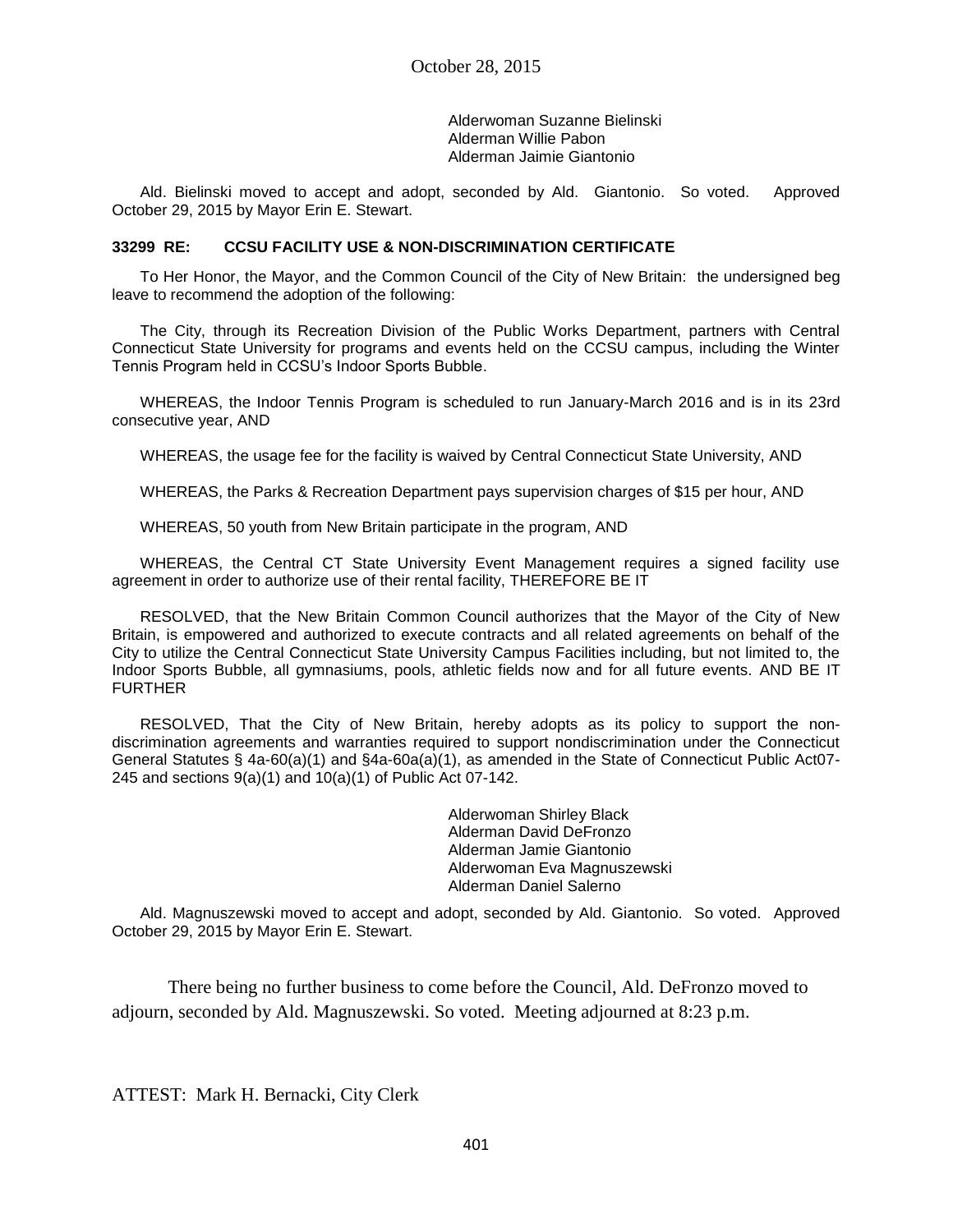Alderwoman Suzanne Bielinski
Alderman Willie Pabon
Alderman Jaimie Giantonio

Ald. Bielinski moved to accept and adopt, seconded by Ald. Giantonio. So voted. Approved October 29, 2015 by Mayor Erin E. Stewart.

**33299 RE: CCSU FACILITY USE & NON-DISCRIMINATION CERTIFICATE**

To Her Honor, the Mayor, and the Common Council of the City of New Britain: the undersigned beg leave to recommend the adoption of the following:

The City, through its Recreation Division of the Public Works Department, partners with Central Connecticut State University for programs and events held on the CCSU campus, including the Winter Tennis Program held in CCSU's Indoor Sports Bubble.

WHEREAS, the Indoor Tennis Program is scheduled to run January-March 2016 and is in its 23rd consecutive year, AND

WHEREAS, the usage fee for the facility is waived by Central Connecticut State University, AND

WHEREAS, the Parks & Recreation Department pays supervision charges of $15 per hour, AND

WHEREAS, 50 youth from New Britain participate in the program, AND

WHEREAS, the Central CT State University Event Management requires a signed facility use agreement in order to authorize use of their rental facility, THEREFORE BE IT

RESOLVED, that the New Britain Common Council authorizes that the Mayor of the City of New Britain, is empowered and authorized to execute contracts and all related agreements on behalf of the City to utilize the Central Connecticut State University Campus Facilities including, but not limited to, the Indoor Sports Bubble, all gymnasiums, pools, athletic fields now and for all future events. AND BE IT FURTHER

RESOLVED, That the City of New Britain, hereby adopts as its policy to support the non-discrimination agreements and warranties required to support nondiscrimination under the Connecticut General Statutes § 4a-60(a)(1) and §4a-60a(a)(1), as amended in the State of Connecticut Public Act07-245 and sections 9(a)(1) and 10(a)(1) of Public Act 07-142.

Alderwoman Shirley Black
Alderman David DeFronzo
Alderman Jamie Giantonio
Alderwoman Eva Magnuszewski
Alderman Daniel Salerno

Ald. Magnuszewski moved to accept and adopt, seconded by Ald. Giantonio. So voted. Approved October 29, 2015 by Mayor Erin E. Stewart.

There being no further business to come before the Council, Ald. DeFronzo moved to adjourn, seconded by Ald. Magnuszewski. So voted. Meeting adjourned at 8:23 p.m.

ATTEST: Mark H. Bernacki, City Clerk